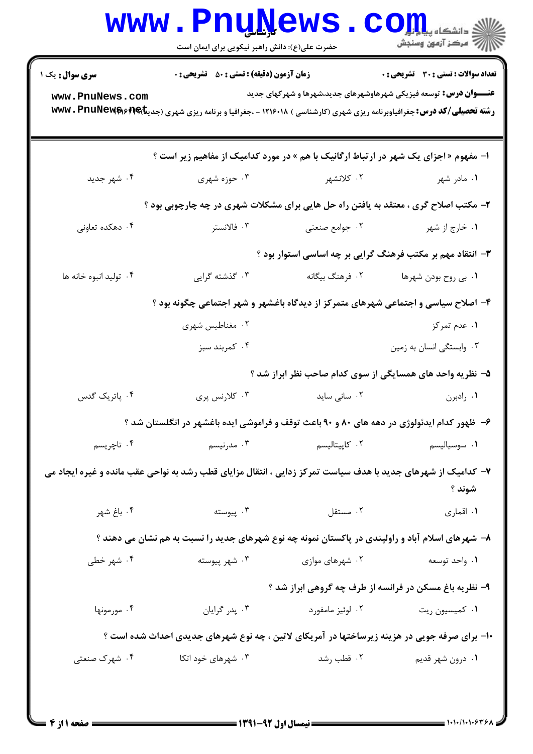**سری سوال:** یک ۱

**زمان آزمون (دقیقه) : تستی : ۵۰ تشریحی : ۰**

**تعداد سوالات : تستی : ۳۰ تشریحی : ۰**

**عنـــوان درس:** توسعه فیزیکی شهرهاوشهرهای جدید،شهرها و شهرکهای جدید

**رشته تحصیلی/کد درس:** جغرافیاوبرنامه ریزی شهری (کارشناسی ) ۱۲۱۶۰۱۸ - ،جغرافیا و برنامه ریزی شهری (جدید)۱۲۱۶۴۱۴

۱- مفهوم « اجزای یک شهر در ارتباط ارگانیک با هم » در مورد کدامیک از مفاهیم زیر است ؟

۱. مادر شهر ۲. کلانشهر ۳. حوزه شهری ۴. شهر جدید

۲- مکتب اصلاح گری ، معتقد به یافتن راه حل هایی برای مشکلات شهری در چه چارچوبی بود ؟

۱. خارج از شهر ۲. جوامع صنعتی ۳. فالانستر ۴. دهکده تعاونی

۳- انتقاد مهم بر مکتب فرهنگ گرایی بر چه اساسی استوار بود ؟

۱. بی روح بودن شهرها ۲. فرهنگ بیگانه ۳. گذشته گرایی ۴. تولید انبوه خانه ها

۴- اصلاح سیاسی و اجتماعی شهرهای متمرکز از دیدگاه باغشهر و شهر اجتماعی چگونه بود ؟

۱. عدم تمرکز ۲. مغناطیس شهری

۳. وابستگی انسان به زمین ۴. کمربند سبز

۵- نظریه واحد های همسایگی از سوی کدام صاحب نظر ابراز شد ؟

۱. رادبرن ۲. سانی ساید ۳. کلارنس پری ۴. پاتریک گدس

۶- ظهور کدام ایدئولوژی در دهه های ۸۰ و ۹۰ باعث توقف و فراموشی ایده باغشهر در انگلستان شد ؟

۱. سوسیالیسم ۲. کاپیتالیسم ۳. مدرنیسم ۴. تاچریسم

۷- کدامیک از شهرهای جدید با هدف سیاست تمرکز زدایی ، انتقال مزایای قطب رشد به نواحی عقب مانده و غیره ایجاد می شوند ؟

۱. اقماری ۲. مستقل ۳. پیوسته ۴. باغ شهر

۸- شهرهای اسلام آباد و راولپندی در پاکستان نمونه چه نوع شهرهای جدید را نسبت به هم نشان می دهند ؟

۱. واحد توسعه ۲. شهرهای موازی ۳. شهر پیوسته ۴. شهر خطی

۹- نظریه باغ مسکن در فرانسه از طرف چه گروهی ابراز شد ؟

۱. کمیسیون ریت ۲. لوئیز مامفورد ۳. پدر گرایان ۴. مورمونها

۱۰- برای صرفه جویی در هزینه زیرساختها در آمریکای لاتین ، چه نوع شهرهای جدیدی احداث شده است ؟

۱. درون شهر قدیم ۲. قطب رشد ۳. شهرهای خود اتکا ۴. شهرک صنعتی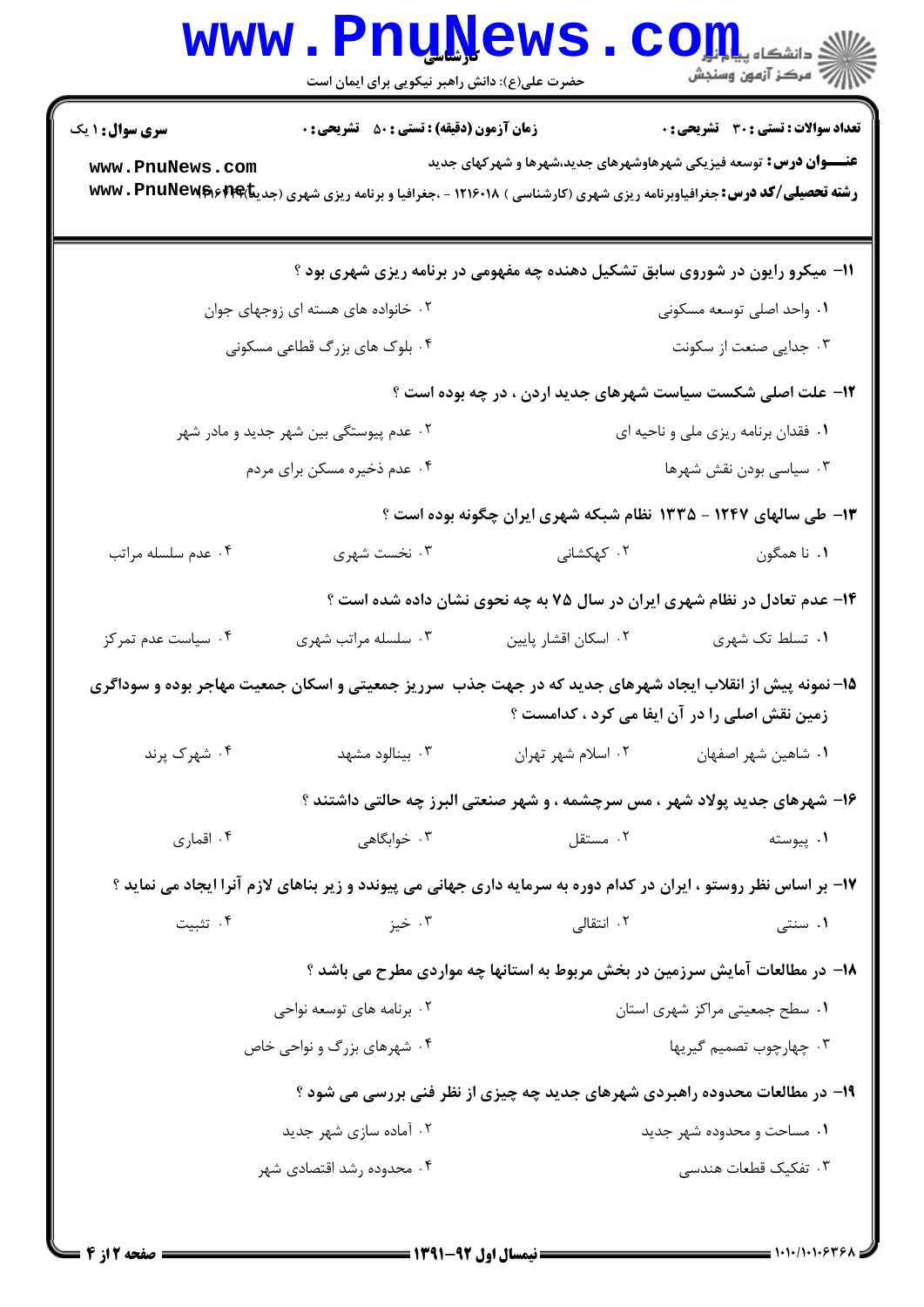**سری سوال:** ۱ یک | **زمان آزمون (دقیقه):** تستی: ۵۰ تشریحی: ۰ | **تعداد سوالات:** تستی: ۳۰ تشریحی: ۰

**عنـــوان درس:** توسعه فیزیکی شهرهاوشهرهای جدید،شهرها و شهرکهای جدید

**رشته تحصیلی/کد درس:** جغرافیاوبرنامه ریزی شهری (کارشناسی) ۱۲۱۶۰۱۸ - ،جغرافیا و برنامه ریزی شهری (جدید)۱۲۱۶۴۱۴

۱۱- میکرو رایون در شوروی سابق تشکیل دهنده چه مفهومی در برنامه ریزی شهری بود ؟

۱. واحد اصلی توسعه مسکونی
۲. خانواده های هسته ای زوجهای جوان
۳. جدایی صنعت از سکونت
۴. بلوک های بزرگ قطاعی مسکونی

۱۲- علت اصلی شکست سیاست شهرهای جدید اردن ، در چه بوده است ؟

۱. فقدان برنامه ریزی ملی و ناحیه ای
۲. عدم پیوستگی بین شهر جدید و مادر شهر
۳. سیاسی بودن نقش شهرها
۴. عدم ذخیره مسکن برای مردم

۱۳- طی سالهای ۱۲۴۷ - ۱۳۳۵ نظام شبکه شهری ایران چگونه بوده است ؟

۱. نا همگون
۲. کهکشانی
۳. نخست شهری
۴. عدم سلسله مراتب

۱۴- عدم تعادل در نظام شهری ایران در سال ۷۵ به چه نحوی نشان داده شده است ؟

۱. تسلط تک شهری
۲. اسکان اقشار پایین
۳. سلسله مراتب شهری
۴. سیاست عدم تمرکز

۱۵- نمونه پیش از انقلاب ایجاد شهرهای جدید که در جهت جذب سرریز جمعیتی و اسکان جمعیت مهاجر بوده و سوداگری زمین نقش اصلی را در آن ایفا می کرد ، کدامست ؟

۱. شاهین شهر اصفهان
۲. اسلام شهر تهران
۳. بینالود مشهد
۴. شهرک پرند

۱۶- شهرهای جدید پولاد شهر ، مس سرچشمه ، و شهر صنعتی البرز چه حالتی داشتند ؟

۱. پیوسته
۲. مستقل
۳. خوابگاهی
۴. اقماری

۱۷- بر اساس نظر روستو ، ایران در کدام دوره به سرمایه داری جهانی می پیوندد و زیر بناهای لازم آنرا ایجاد می نماید ؟

۱. سنتی
۲. انتقالی
۳. خیز
۴. تثبیت

۱۸- در مطالعات آمایش سرزمین در بخش مربوط به استانها چه مواردی مطرح می باشد ؟

۱. سطح جمعیتی مراکز شهری استان
۲. برنامه های توسعه نواحی
۳. چهارچوب تصمیم گیریها
۴. شهرهای بزرگ و نواحی خاص

۱۹- در مطالعات محدوده راهبردی شهرهای جدید چه چیزی از نظر فنی بررسی می شود ؟

۱. مساحت و محدوده شهر جدید
۲. آماده سازی شهر جدید
۳. تفکیک قطعات هندسی
۴. محدوده رشد اقتصادی شهر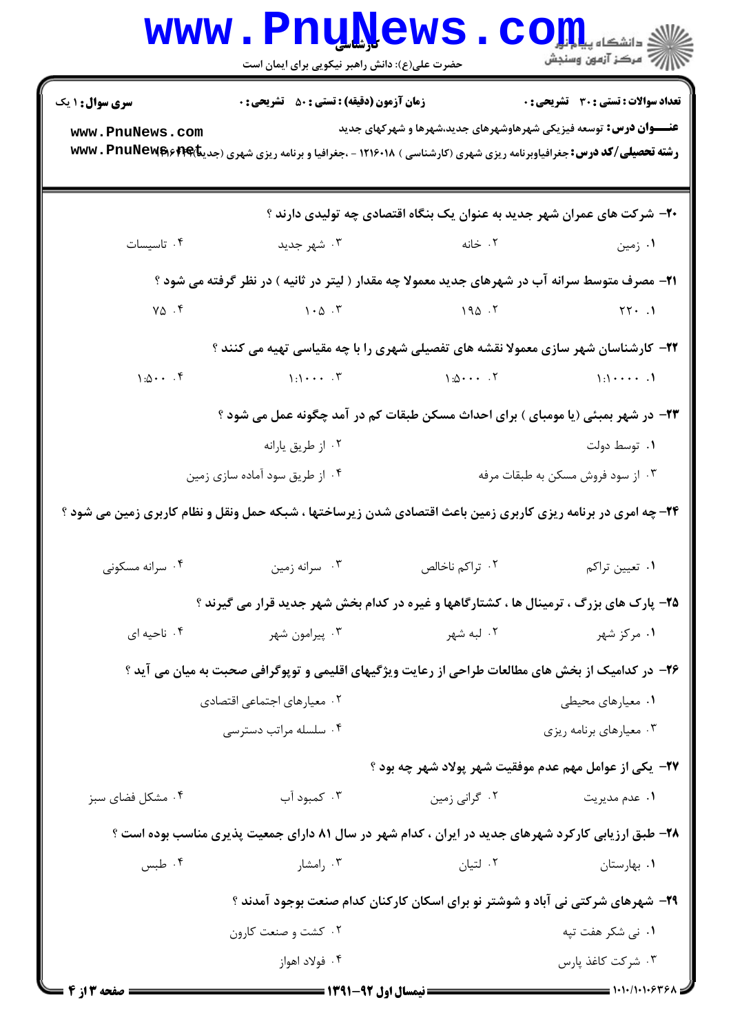**سری سوال:** ۱ یک

**زمان آزمون (دقیقه) : تستی : ۵۰ تشریحی : ۰**

**تعداد سوالات : تستی : ۳۰ تشریحی : ۰**

**عنـــوان درس:** توسعه فیزیکی شهرهاوشهرهای جدید،شهرها و شهرکهای جدید

**رشته تحصیلی/کد درس:** جغرافیاوبرنامه ریزی شهری (کارشناسی ) ۱۲۱۶۰۱۸ - ،جغرافیا و برنامه ریزی شهری (جدید)۱۲۱۶۴۴۶

۲۰- شرکت های عمران شهر جدید به عنوان یک بنگاه اقتصادی چه تولیدی دارند ؟

۱. زمین ۲. خانه ۳. شهر جدید ۴. تاسیسات

۲۱- مصرف متوسط سرانه آب در شهرهای جدید معمولا چه مقدار ( لیتر در ثانیه ) در نظر گرفته می شود ؟

۱. ۲۲۰ ۲. ۱۹۵ ۳. ۱۰۵ ۴. ۷۵

۲۲- کارشناسان شهر سازی معمولا نقشه های تفصیلی شهری را با چه مقیاسی تهیه می کنند ؟

۱. ۱:۱۰۰۰۰ ۲. ۱:۵۰۰۰ ۳. ۱:۱۰۰۰ ۴. ۱:۵۰۰

۲۳- در شهر بمبئی (یا مومبای ) برای احداث مسکن طبقات کم در آمد چگونه عمل می شود ؟

۱. توسط دولت
۲. از طریق یارانه
۳. از سود فروش مسکن به طبقات مرفه
۴. از طریق سود آماده سازی زمین

۲۴- چه امری در برنامه ریزی کاربری زمین باعث اقتصادی شدن زیرساختها ، شبکه حمل ونقل و نظام کاربری زمین می شود ؟

۱. تعیین تراکم ۲. تراکم ناخالص ۳. سرانه زمین ۴. سرانه مسکونی

۲۵- پارک های بزرگ ، ترمینال ها ، کشتارگاهها و غیره در کدام بخش شهر جدید قرار می گیرند ؟

۱. مرکز شهر ۲. لبه شهر ۳. پیرامون شهر ۴. ناحیه ای

۲۶- در کدامیک از بخش های مطالعات طراحی از رعایت ویژگیهای اقلیمی و توپوگرافی صحبت به میان می آید ؟

۱. معیارهای محیطی
۲. معیارهای اجتماعی اقتصادی
۳. معیارهای برنامه ریزی
۴. سلسله مراتب دسترسی

۲۷- یکی از عوامل مهم عدم موفقیت شهر پولاد شهر چه بود ؟

۱. عدم مدیریت ۲. گرانی زمین ۳. کمبود آب ۴. مشکل فضای سبز

۲۸- طبق ارزیابی کارکرد شهرهای جدید در ایران ، کدام شهر در سال ۸۱ دارای جمعیت پذیری مناسب بوده است ؟

۱. بهارستان ۲. لتیان ۳. رامشار ۴. طبس

۲۹- شهرهای شرکتی نی آباد و شوشتر نو برای اسکان کارکنان کدام صنعت بوجود آمدند ؟

۱. نی شکر هفت تپه
۲. کشت و صنعت کارون
۳. شرکت کاغذ پارس
۴. فولاد اهواز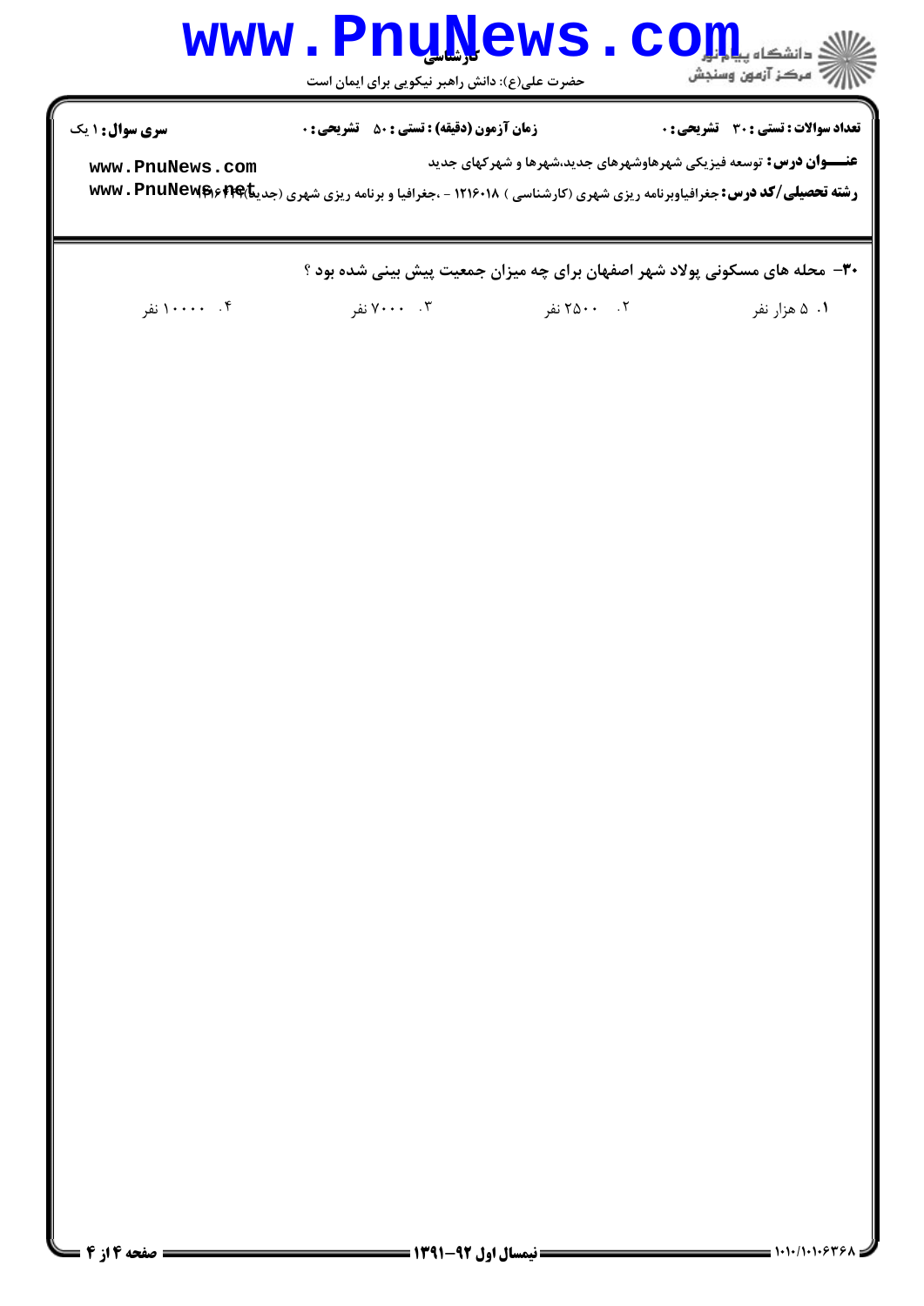۳۰- محله های مسکونی پولاد شهر اصفهان برای چه میزان جمعیت پیش بینی شده بود ؟

۱. ۵ هزار نفر
۲. ۲۵۰۰ نفر
۳. ۷۰۰۰ نفر
۴. ۱۰۰۰۰ نفر